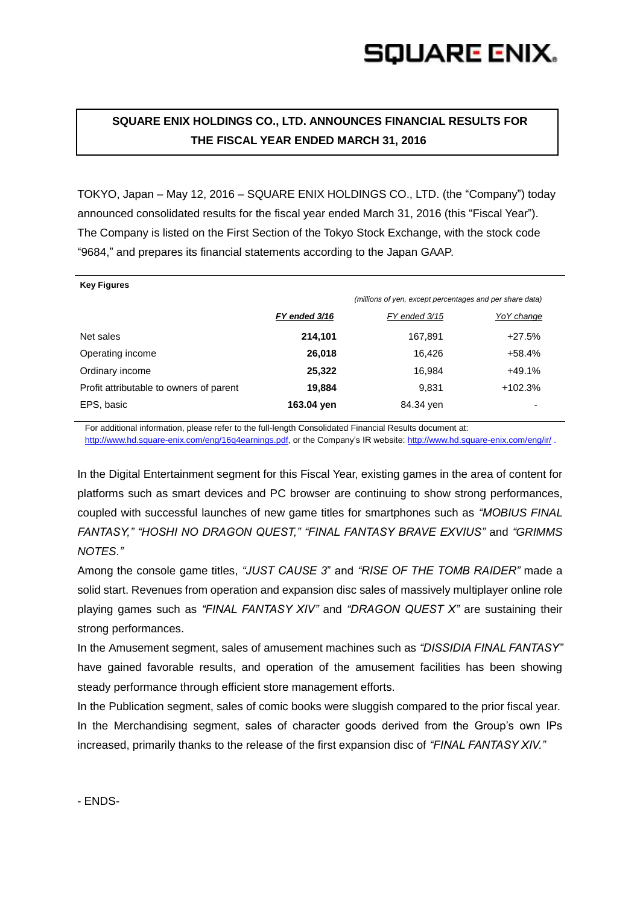# SQUARE ENIX

## SQUARE ENIX HOLDINGS CO., LTD. ANNOUNCES FINANCIAL RESULTS FOR THE FISCAL YEAR ENDED MARCH 31, 2016

TOKYO, Japan – May 12, 2016 – SQUARE ENIX HOLDINGS CO., LTD. (the "Company") today announced consolidated results for the fiscal year ended March 31, 2016 (this "Fiscal Year"). The Company is listed on the First Section of the Tokyo Stock Exchange, with the stock code "9684," and prepares its financial statements according to the Japan GAAP.

**Key Figures**

*(millions of yen, except percentages and per share data)*

| | ***FY ended 3/16*** | *FY ended 3/15* | *YoY change* |
|---|---|---|---|
| Net sales | **214,101** | 167,891 | +27.5% |
| Operating income | **26,018** | 16,426 | +58.4% |
| Ordinary income | **25,322** | 16,984 | +49.1% |
| Profit attributable to owners of parent | **19,884** | 9,831 | +102.3% |
| EPS, basic | **163.04 yen** | 84.34 yen | - |

For additional information, please refer to the full-length Consolidated Financial Results document at: http://www.hd.square-enix.com/eng/16q4earnings.pdf, or the Company's IR website: http://www.hd.square-enix.com/eng/ir/ .

In the Digital Entertainment segment for this Fiscal Year, existing games in the area of content for platforms such as smart devices and PC browser are continuing to show strong performances, coupled with successful launches of new game titles for smartphones such as *"MOBIUS FINAL FANTASY," "HOSHI NO DRAGON QUEST," "FINAL FANTASY BRAVE EXVIUS"* and *"GRIMMS NOTES."*

Among the console game titles, *"JUST CAUSE 3*" and *"RISE OF THE TOMB RAIDER"* made a solid start. Revenues from operation and expansion disc sales of massively multiplayer online role playing games such as *"FINAL FANTASY XIV"* and *"DRAGON QUEST X"* are sustaining their strong performances.

In the Amusement segment, sales of amusement machines such as *"DISSIDIA FINAL FANTASY"* have gained favorable results, and operation of the amusement facilities has been showing steady performance through efficient store management efforts.

In the Publication segment, sales of comic books were sluggish compared to the prior fiscal year.

In the Merchandising segment, sales of character goods derived from the Group's own IPs increased, primarily thanks to the release of the first expansion disc of *"FINAL FANTASY XIV."*

- ENDS-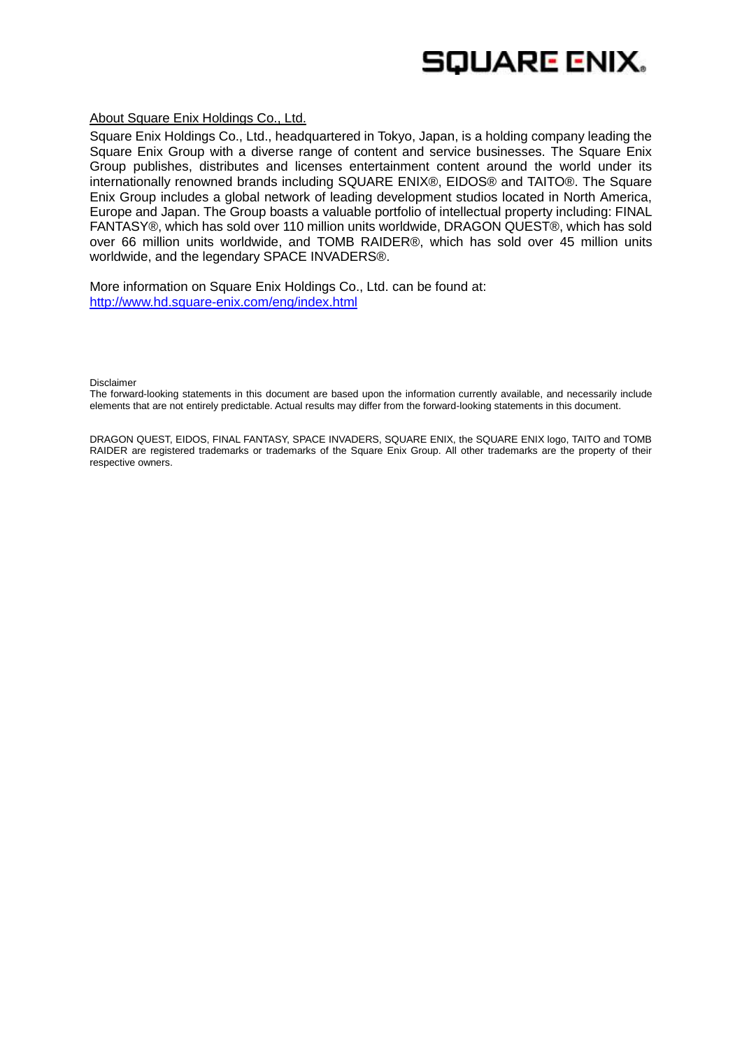About Square Enix Holdings Co., Ltd.

Square Enix Holdings Co., Ltd., headquartered in Tokyo, Japan, is a holding company leading the Square Enix Group with a diverse range of content and service businesses. The Square Enix Group publishes, distributes and licenses entertainment content around the world under its internationally renowned brands including SQUARE ENIX®, EIDOS® and TAITO®. The Square Enix Group includes a global network of leading development studios located in North America, Europe and Japan. The Group boasts a valuable portfolio of intellectual property including: FINAL FANTASY®, which has sold over 110 million units worldwide, DRAGON QUEST®, which has sold over 66 million units worldwide, and TOMB RAIDER®, which has sold over 45 million units worldwide, and the legendary SPACE INVADERS®.

More information on Square Enix Holdings Co., Ltd. can be found at:
http://www.hd.square-enix.com/eng/index.html

Disclaimer

The forward-looking statements in this document are based upon the information currently available, and necessarily include elements that are not entirely predictable. Actual results may differ from the forward-looking statements in this document.

DRAGON QUEST, EIDOS, FINAL FANTASY, SPACE INVADERS, SQUARE ENIX, the SQUARE ENIX logo, TAITO and TOMB RAIDER are registered trademarks or trademarks of the Square Enix Group. All other trademarks are the property of their respective owners.